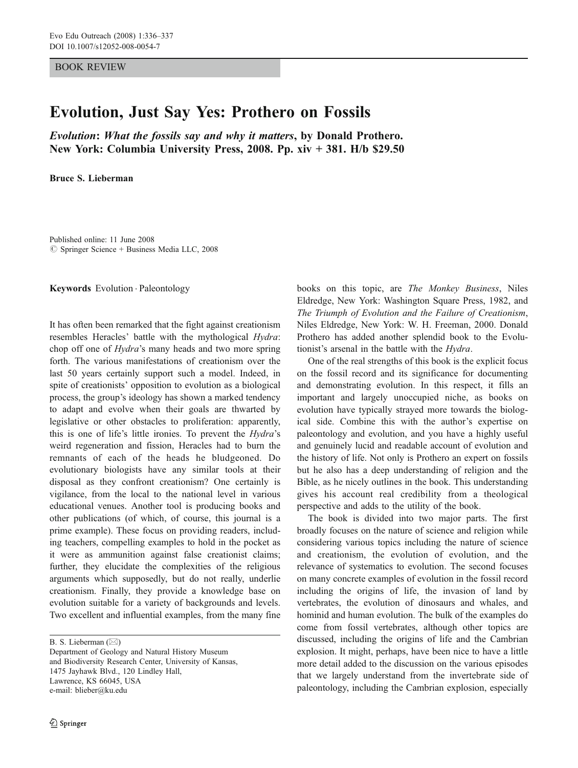BOOK REVIEW

# Evolution, Just Say Yes: Prothero on Fossils

***Evolution*: *What the fossils say and why it matters*, by Donald Prothero. New York: Columbia University Press, 2008. Pp. xiv + 381. H/b $29.50**

**Bruce S. Lieberman**

Published online: 11 June 2008
© Springer Science + Business Media LLC, 2008

**Keywords** Evolution · Paleontology

It has often been remarked that the fight against creationism resembles Heracles' battle with the mythological *Hydra*: chop off one of *Hydra*'s many heads and two more spring forth. The various manifestations of creationism over the last 50 years certainly support such a model. Indeed, in spite of creationists' opposition to evolution as a biological process, the group's ideology has shown a marked tendency to adapt and evolve when their goals are thwarted by legislative or other obstacles to proliferation: apparently, this is one of life's little ironies. To prevent the *Hydra*'s weird regeneration and fission, Heracles had to burn the remnants of each of the heads he bludgeoned. Do evolutionary biologists have any similar tools at their disposal as they confront creationism? One certainly is vigilance, from the local to the national level in various educational venues. Another tool is producing books and other publications (of which, of course, this journal is a prime example). These focus on providing readers, including teachers, compelling examples to hold in the pocket as it were as ammunition against false creationist claims; further, they elucidate the complexities of the religious arguments which supposedly, but do not really, underlie creationism. Finally, they provide a knowledge base on evolution suitable for a variety of backgrounds and levels. Two excellent and influential examples, from the many fine books on this topic, are *The Monkey Business*, Niles Eldredge, New York: Washington Square Press, 1982, and *The Triumph of Evolution and the Failure of Creationism*, Niles Eldredge, New York: W. H. Freeman, 2000. Donald Prothero has added another splendid book to the Evolutionist's arsenal in the battle with the *Hydra*.

B. S. Lieberman (✉)
Department of Geology and Natural History Museum and Biodiversity Research Center, University of Kansas,
1475 Jayhawk Blvd., 120 Lindley Hall,
Lawrence, KS 66045, USA
e-mail: blieber@ku.edu

One of the real strengths of this book is the explicit focus on the fossil record and its significance for documenting and demonstrating evolution. In this respect, it fills an important and largely unoccupied niche, as books on evolution have typically strayed more towards the biological side. Combine this with the author's expertise on paleontology and evolution, and you have a highly useful and genuinely lucid and readable account of evolution and the history of life. Not only is Prothero an expert on fossils but he also has a deep understanding of religion and the Bible, as he nicely outlines in the book. This understanding gives his account real credibility from a theological perspective and adds to the utility of the book.

The book is divided into two major parts. The first broadly focuses on the nature of science and religion while considering various topics including the nature of science and creationism, the evolution of evolution, and the relevance of systematics to evolution. The second focuses on many concrete examples of evolution in the fossil record including the origins of life, the invasion of land by vertebrates, the evolution of dinosaurs and whales, and hominid and human evolution. The bulk of the examples do come from fossil vertebrates, although other topics are discussed, including the origins of life and the Cambrian explosion. It might, perhaps, have been nice to have a little more detail added to the discussion on the various episodes that we largely understand from the invertebrate side of paleontology, including the Cambrian explosion, especially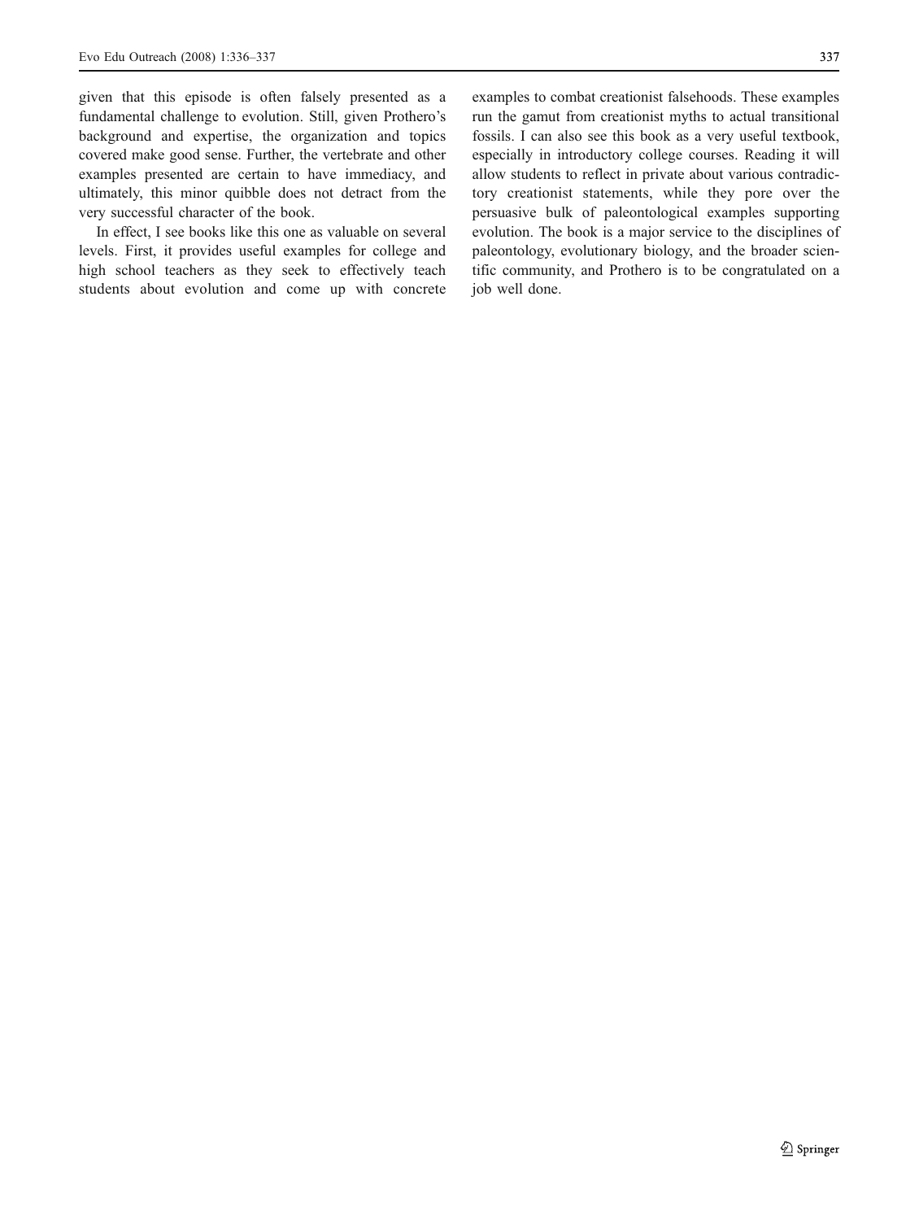given that this episode is often falsely presented as a fundamental challenge to evolution. Still, given Prothero's background and expertise, the organization and topics covered make good sense. Further, the vertebrate and other examples presented are certain to have immediacy, and ultimately, this minor quibble does not detract from the very successful character of the book.

In effect, I see books like this one as valuable on several levels. First, it provides useful examples for college and high school teachers as they seek to effectively teach students about evolution and come up with concrete examples to combat creationist falsehoods. These examples run the gamut from creationist myths to actual transitional fossils. I can also see this book as a very useful textbook, especially in introductory college courses. Reading it will allow students to reflect in private about various contradictory creationist statements, while they pore over the persuasive bulk of paleontological examples supporting evolution. The book is a major service to the disciplines of paleontology, evolutionary biology, and the broader scientific community, and Prothero is to be congratulated on a job well done.